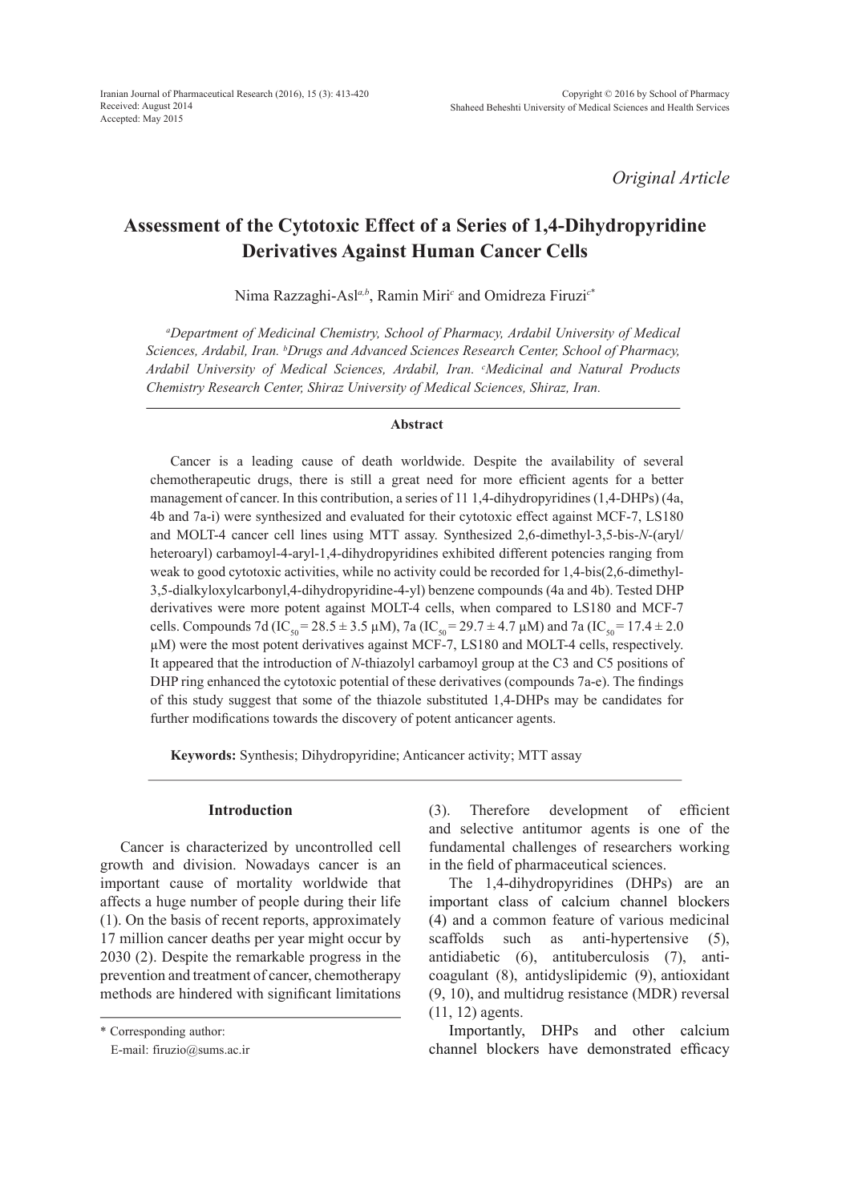*Original Article*

# Assessment of the Cytotoxic Effect of a Series of 1,4-Dihydropyridine Derivatives Against Human Cancer Cells

Nima Razzaghi-Asl[a,b], Ramin Miri[c] and Omidreza Firuzi[c*]

*[a]Department of Medicinal Chemistry, School of Pharmacy, Ardabil University of Medical Sciences, Ardabil, Iran. [b]Drugs and Advanced Sciences Research Center, School of Pharmacy, Ardabil University of Medical Sciences, Ardabil, Iran. [c]Medicinal and Natural Products Chemistry Research Center, Shiraz University of Medical Sciences, Shiraz, Iran.*

## Abstract

Cancer is a leading cause of death worldwide. Despite the availability of several chemotherapeutic drugs, there is still a great need for more efficient agents for a better management of cancer. In this contribution, a series of 11 1,4-dihydropyridines (1,4-DHPs) (4a, 4b and 7a-i) were synthesized and evaluated for their cytotoxic effect against MCF-7, LS180 and MOLT-4 cancer cell lines using MTT assay. Synthesized 2,6-dimethyl-3,5-bis-*N*-(aryl/heteroaryl) carbamoyl-4-aryl-1,4-dihydropyridines exhibited different potencies ranging from weak to good cytotoxic activities, while no activity could be recorded for 1,4-bis(2,6-dimethyl-3,5-dialkyloxylcarbonyl,4-dihydropyridine-4-yl) benzene compounds (4a and 4b). Tested DHP derivatives were more potent against MOLT-4 cells, when compared to LS180 and MCF-7 cells. Compounds 7d ($IC_{50}$ = 28.5 ± 3.5 μM), 7a ($IC_{50}$ = 29.7 ± 4.7 μM) and 7a ($IC_{50}$ = 17.4 ± 2.0 μM) were the most potent derivatives against MCF-7, LS180 and MOLT-4 cells, respectively. It appeared that the introduction of *N*-thiazolyl carbamoyl group at the C3 and C5 positions of DHP ring enhanced the cytotoxic potential of these derivatives (compounds 7a-e). The findings of this study suggest that some of the thiazole substituted 1,4-DHPs may be candidates for further modifications towards the discovery of potent anticancer agents.

**Keywords:** Synthesis; Dihydropyridine; Anticancer activity; MTT assay

## Introduction

Cancer is characterized by uncontrolled cell growth and division. Nowadays cancer is an important cause of mortality worldwide that affects a huge number of people during their life (1). On the basis of recent reports, approximately 17 million cancer deaths per year might occur by 2030 (2). Despite the remarkable progress in the prevention and treatment of cancer, chemotherapy methods are hindered with significant limitations (3). Therefore development of efficient and selective antitumor agents is one of the fundamental challenges of researchers working in the field of pharmaceutical sciences.

The 1,4-dihydropyridines (DHPs) are an important class of calcium channel blockers (4) and a common feature of various medicinal scaffolds such as anti-hypertensive (5), antidiabetic (6), antituberculosis (7), anti-coagulant (8), antidyslipidemic (9), antioxidant (9, 10), and multidrug resistance (MDR) reversal (11, 12) agents.

Importantly, DHPs and other calcium channel blockers have demonstrated efficacy

\* Corresponding author:
E-mail: firuzio@sums.ac.ir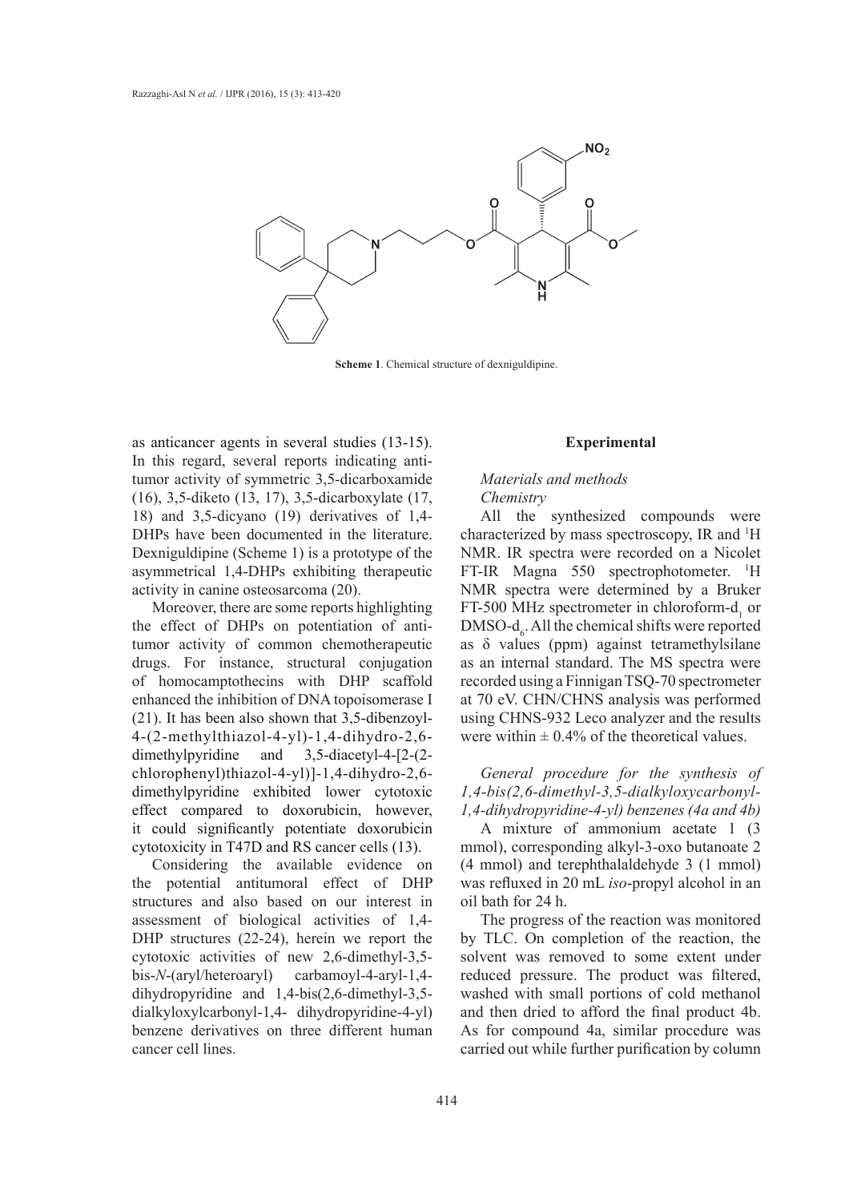**Scheme 1**. Chemical structure of dexniguldipine.

as anticancer agents in several studies (13-15). In this regard, several reports indicating anti-tumor activity of symmetric 3,5-dicarboxamide (16), 3,5-diketo (13, 17), 3,5-dicarboxylate (17, 18) and 3,5-dicyano (19) derivatives of 1,4-DHPs have been documented in the literature. Dexniguldipine (Scheme 1) is a prototype of the asymmetrical 1,4-DHPs exhibiting therapeutic activity in canine osteosarcoma (20).

Moreover, there are some reports highlighting the effect of DHPs on potentiation of anti-tumor activity of common chemotherapeutic drugs. For instance, structural conjugation of homocamptothecins with DHP scaffold enhanced the inhibition of DNA topoisomerase I (21). It has been also shown that 3,5-dibenzoyl-4-(2-methylthiazol-4-yl)-1,4-dihydro-2,6-dimethylpyridine and 3,5-diacetyl-4-[2-(2-chlorophenyl)thiazol-4-yl)]-1,4-dihydro-2,6-dimethylpyridine exhibited lower cytotoxic effect compared to doxorubicin, however, it could significantly potentiate doxorubicin cytotoxicity in T47D and RS cancer cells (13).

Considering the available evidence on the potential antitumoral effect of DHP structures and also based on our interest in assessment of biological activities of 1,4-DHP structures (22-24), herein we report the cytotoxic activities of new 2,6-dimethyl-3,5-bis-*N*-(aryl/heteroaryl) carbamoyl-4-aryl-1,4-dihydropyridine and 1,4-bis(2,6-dimethyl-3,5-dialkyloxylcarbonyl-1,4- dihydropyridine-4-yl) benzene derivatives on three different human cancer cell lines.

## Experimental

### *Materials and methods*

#### *Chemistry*

All the synthesized compounds were characterized by mass spectroscopy, IR and $^1$H NMR. IR spectra were recorded on a Nicolet FT-IR Magna 550 spectrophotometer. $^1$H NMR spectra were determined by a Bruker FT-500 MHz spectrometer in chloroform-$d_1$ or DMSO-$d_6$. All the chemical shifts were reported as δ values (ppm) against tetramethylsilane as an internal standard. The MS spectra were recorded using a Finnigan TSQ-70 spectrometer at 70 eV. CHN/CHNS analysis was performed using CHNS-932 Leco analyzer and the results were within ± 0.4% of the theoretical values.

#### *General procedure for the synthesis of 1,4-bis(2,6-dimethyl-3,5-dialkyloxycarbonyl-1,4-dihydropyridine-4-yl) benzenes (4a and 4b)*

A mixture of ammonium acetate 1 (3 mmol), corresponding alkyl-3-oxo butanoate 2 (4 mmol) and terephthalaldehyde 3 (1 mmol) was refluxed in 20 mL *iso*-propyl alcohol in an oil bath for 24 h.

The progress of the reaction was monitored by TLC. On completion of the reaction, the solvent was removed to some extent under reduced pressure. The product was filtered, washed with small portions of cold methanol and then dried to afford the final product 4b. As for compound 4a, similar procedure was carried out while further purification by column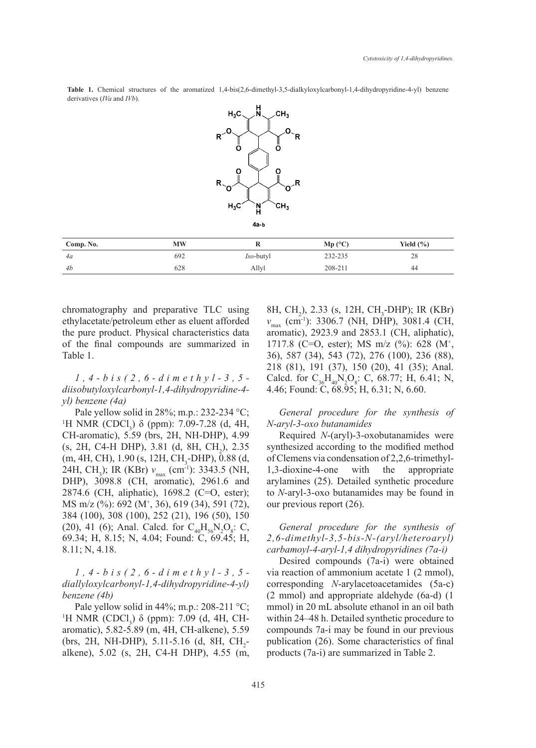**Table 1.** Chemical structures of the aromatized 1,4-bis(2,6-dimethyl-3,5-dialkyloxylcarbonyl-1,4-dihydropyridine-4-yl) benzene derivatives (*IVa* and *IVb*).

4a-b

| Comp. No. | MW | R | Mp (°C) | Yield (%) |
| --- | --- | --- | --- | --- |
| *4a* | 692 | *Iso*-butyl | 232-235 | 28 |
| *4b* | 628 | Allyl | 208-211 | 44 |

chromatography and preparative TLC using ethylacetate/petroleum ether as eluent afforded the pure product. Physical characteristics data of the final compounds are summarized in Table 1.

*1,4-bis(2,6-dimethyl-3,5-diisobutyloxylcarbonyl-1,4-dihydropyridine-4-yl) benzene (4a)*

Pale yellow solid in 28%; m.p.: 232-234 °C; $^1$H NMR ($CDCl_3$) δ (ppm): 7.09-7.28 (d, 4H, CH-aromatic), 5.59 (brs, 2H, NH-DHP), 4.99 (s, 2H, C4-H DHP), 3.81 (d, 8H, $CH_2$), 2.35 (m, 4H, CH), 1.90 (s, 12H, $CH_3$-DHP), 0.88 (d, 24H, $CH_3$); IR (KBr) $v_{max}$ ($cm^{-1}$): 3343.5 (NH, DHP), 3098.8 (CH, aromatic), 2961.6 and 2874.6 (CH, aliphatic), 1698.2 (C=O, ester); MS m/z (%): 692 ($M^+$, 36), 619 (34), 591 (72), 384 (100), 308 (100), 252 (21), 196 (50), 150 (20), 41 (6); Anal. Calcd. for $C_{40}H_{56}N_2O_8$: C, 69.34; H, 8.15; N, 4.04; Found: C, 69.45; H, 8.11; N, 4.18.

*1,4-bis(2,6-dimethyl-3,5-diallyloxylcarbonyl-1,4-dihydropyridine-4-yl) benzene (4b)*

Pale yellow solid in 44%; m.p.: 208-211 °C; $^1$H NMR ($CDCl_3$) δ (ppm): 7.09 (d, 4H, CH-aromatic), 5.82-5.89 (m, 4H, CH-alkene), 5.59 (brs, 2H, NH-DHP), 5.11-5.16 (d, 8H, $CH_2$-alkene), 5.02 (s, 2H, C4-H DHP), 4.55 (m, 8H, $CH_2$), 2.33 (s, 12H, $CH_3$-DHP); IR (KBr) $v_{max}$ ($cm^{-1}$): 3306.7 (NH, DHP), 3081.4 (CH, aromatic), 2923.9 and 2853.1 (CH, aliphatic), 1717.8 (C=O, ester); MS m/z (%): 628 ($M^+$, 36), 587 (34), 543 (72), 276 (100), 236 (88), 218 (81), 191 (37), 150 (20), 41 (35); Anal. Calcd. for $C_{36}H_{40}N_2O_8$: C, 68.77; H, 6.41; N, 4.46; Found: C, 68.95; H, 6.31; N, 6.60.

*General procedure for the synthesis of N-aryl-3-oxo butanamides*

Required *N*-(aryl)-3-oxobutanamides were synthesized according to the modified method of Clemens via condensation of 2,2,6-trimethyl-1,3-dioxine-4-one with the appropriate arylamines (25). Detailed synthetic procedure to *N*-aryl-3-oxo butanamides may be found in our previous report (26).

*General procedure for the synthesis of 2,6-dimethyl-3,5-bis-N-(aryl/heteroaryl) carbamoyl-4-aryl-1,4 dihydropyridines (7a-i)*

Desired compounds (7a-i) were obtained via reaction of ammonium acetate 1 (2 mmol), corresponding *N*-arylacetoacetamides (5a-c) (2 mmol) and appropriate aldehyde (6a-d) (1 mmol) in 20 mL absolute ethanol in an oil bath within 24–48 h. Detailed synthetic procedure to compounds 7a-i may be found in our previous publication (26). Some characteristics of final products (7a-i) are summarized in Table 2.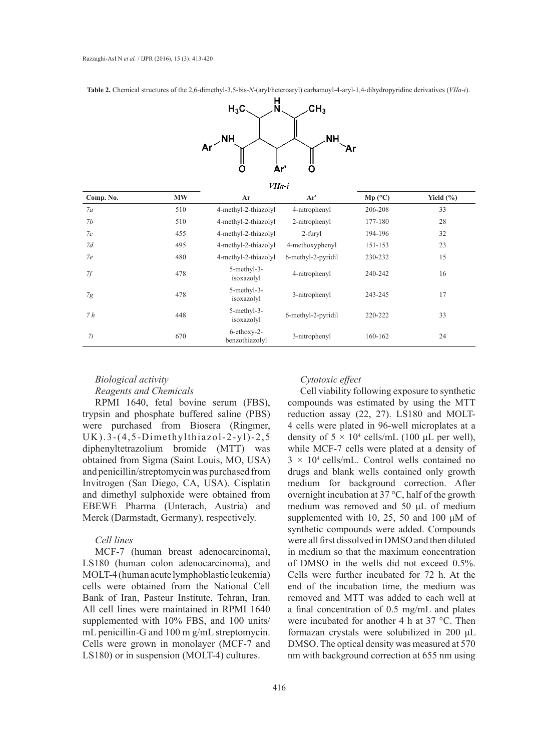**Table 2.** Chemical structures of the 2,6-dimethyl-3,5-bis-*N*-(aryl/heteroaryl) carbamoyl-4-aryl-1,4-dihydropyridine derivatives (*VIIa-i*).

*VIIa-i*

| Comp. No. | MW | Ar | Ar' | Mp (°C) | Yield (%) |
|---|---|---|---|---|---|
| *7a* | 510 | 4-methyl-2-thiazolyl | 4-nitrophenyl | 206-208 | 33 |
| *7b* | 510 | 4-methyl-2-thiazolyl | 2-nitrophenyl | 177-180 | 28 |
| *7c* | 455 | 4-methyl-2-thiazolyl | 2-furyl | 194-196 | 32 |
| *7d* | 495 | 4-methyl-2-thiazolyl | 4-methoxyphenyl | 151-153 | 23 |
| *7e* | 480 | 4-methyl-2-thiazolyl | 6-methyl-2-pyridil | 230-232 | 15 |
| *7f* | 478 | 5-methyl-3-isoxazolyl | 4-nitrophenyl | 240-242 | 16 |
| *7g* | 478 | 5-methyl-3-isoxazolyl | 3-nitrophenyl | 243-245 | 17 |
| *7 h* | 448 | 5-methyl-3-isoxazolyl | 6-methyl-2-pyridil | 220-222 | 33 |
| *7i* | 670 | 6-ethoxy-2-benzothiazolyl | 3-nitrophenyl | 160-162 | 24 |

### *Biological activity*

#### *Reagents and Chemicals*

RPMI 1640, fetal bovine serum (FBS), trypsin and phosphate buffered saline (PBS) were purchased from Biosera (Ringmer, UK). 3-(4,5-Dimethylthiazol-2-yl)-2,5 diphenyltetrazolium bromide (MTT) was obtained from Sigma (Saint Louis, MO, USA) and penicillin/streptomycin was purchased from Invitrogen (San Diego, CA, USA). Cisplatin and dimethyl sulphoxide were obtained from EBEWE Pharma (Unterach, Austria) and Merck (Darmstadt, Germany), respectively.

#### *Cell lines*

MCF-7 (human breast adenocarcinoma), LS180 (human colon adenocarcinoma), and MOLT-4 (human acute lymphoblastic leukemia) cells were obtained from the National Cell Bank of Iran, Pasteur Institute, Tehran, Iran. All cell lines were maintained in RPMI 1640 supplemented with 10% FBS, and 100 units/mL penicillin-G and 100 m g/mL streptomycin. Cells were grown in monolayer (MCF-7 and LS180) or in suspension (MOLT-4) cultures.

#### *Cytotoxic effect*

Cell viability following exposure to synthetic compounds was estimated by using the MTT reduction assay (22, 27). LS180 and MOLT-4 cells were plated in 96-well microplates at a density of $5 \times 10^4$ cells/mL (100 µL per well), while MCF-7 cells were plated at a density of $3 \times 10^4$ cells/mL. Control wells contained no drugs and blank wells contained only growth medium for background correction. After overnight incubation at 37 °C, half of the growth medium was removed and 50 µL of medium supplemented with 10, 25, 50 and 100 µM of synthetic compounds were added. Compounds were all first dissolved in DMSO and then diluted in medium so that the maximum concentration of DMSO in the wells did not exceed 0.5%. Cells were further incubated for 72 h. At the end of the incubation time, the medium was removed and MTT was added to each well at a final concentration of 0.5 mg/mL and plates were incubated for another 4 h at 37 °C. Then formazan crystals were solubilized in 200 µL DMSO. The optical density was measured at 570 nm with background correction at 655 nm using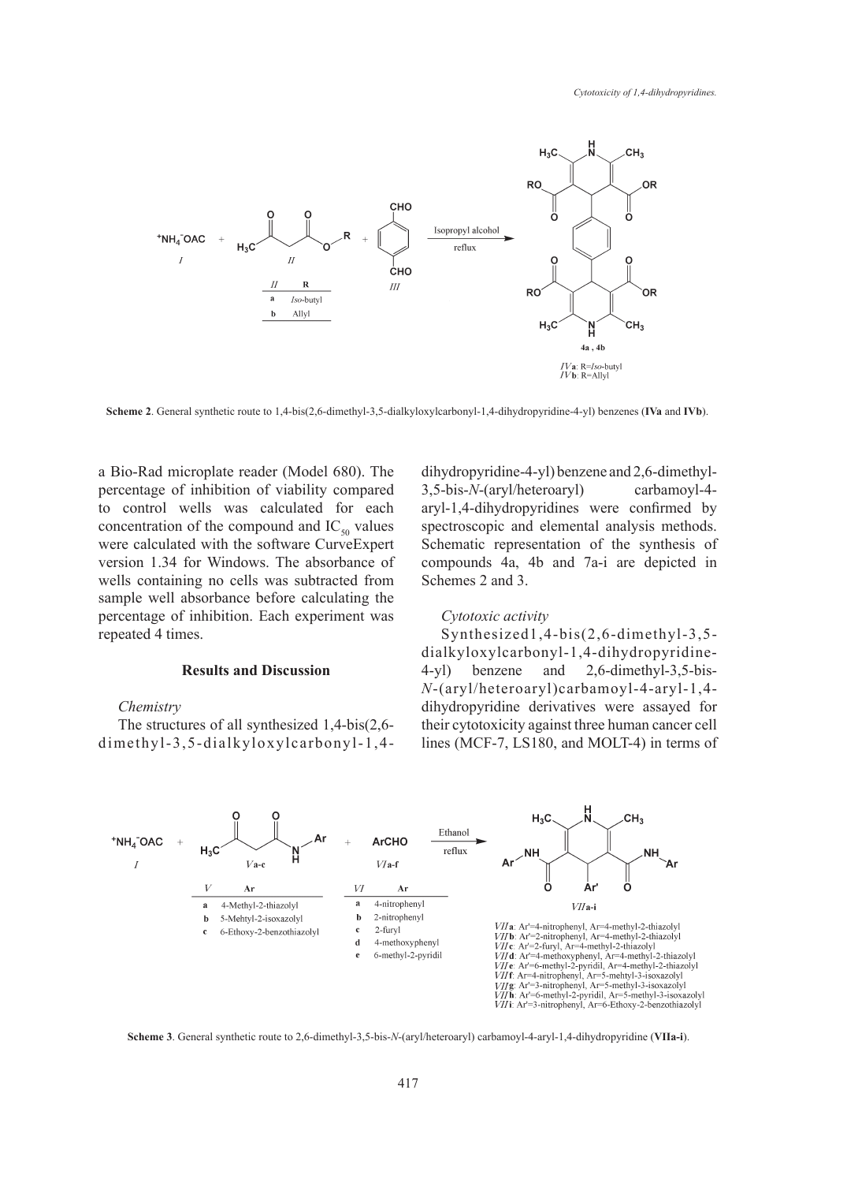**Scheme 2**. General synthetic route to 1,4-bis(2,6-dimethyl-3,5-dialkyloxylcarbonyl-1,4-dihydropyridine-4-yl) benzenes (**IVa** and **IVb**).

a Bio-Rad microplate reader (Model 680). The percentage of inhibition of viability compared to control wells was calculated for each concentration of the compound and $IC_{50}$ values were calculated with the software CurveExpert version 1.34 for Windows. The absorbance of wells containing no cells was subtracted from sample well absorbance before calculating the percentage of inhibition. Each experiment was repeated 4 times.

## Results and Discussion

*Chemistry*

The structures of all synthesized 1,4-bis(2,6-dimethyl-3,5-dialkyloxylcarbonyl-1,4-dihydropyridine-4-yl) benzene and 2,6-dimethyl-3,5-bis-*N*-(aryl/heteroaryl) carbamoyl-4-aryl-1,4-dihydropyridines were confirmed by spectroscopic and elemental analysis methods. Schematic representation of the synthesis of compounds 4a, 4b and 7a-i are depicted in Schemes 2 and 3.

*Cytotoxic activity*

Synthesized1,4-bis(2,6-dimethyl-3,5-dialkyloxylcarbonyl-1,4-dihydropyridine-4-yl) benzene and 2,6-dimethyl-3,5-bis-*N*-(aryl/heteroaryl)carbamoyl-4-aryl-1,4-dihydropyridine derivatives were assayed for their cytotoxicity against three human cancer cell lines (MCF-7, LS180, and MOLT-4) in terms of

**Scheme 3**. General synthetic route to 2,6-dimethyl-3,5-bis-*N*-(aryl/heteroaryl) carbamoyl-4-aryl-1,4-dihydropyridine (**VIIa-i**).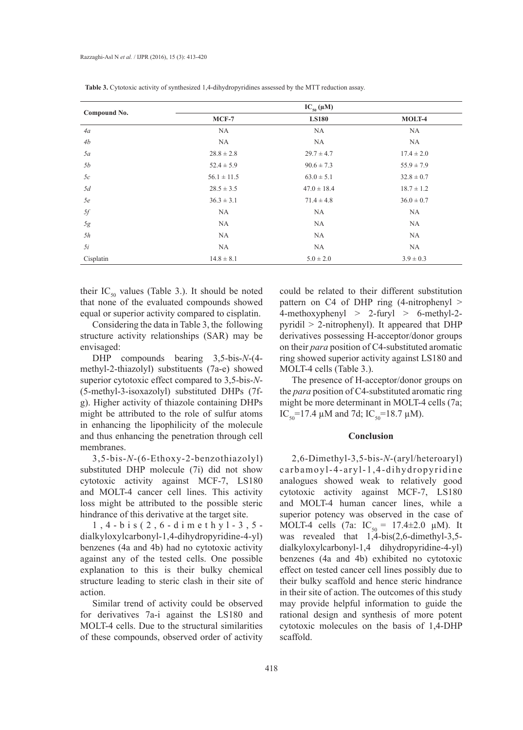**Table 3.** Cytotoxic activity of synthesized 1,4-dihydropyridines assessed by the MTT reduction assay.

| Compound No. | $IC_{50}$ (μM) | | |
|---|---|---|---|
| | MCF-7 | LS180 | MOLT-4 |
| *4a* | NA | NA | NA |
| *4b* | NA | NA | NA |
| *5a* | 28.8 ± 2.8 | 29.7 ± 4.7 | 17.4 ± 2.0 |
| *5b* | 52.4 ± 5.9 | 90.6 ± 7.3 | 55.9 ± 7.9 |
| *5c* | 56.1 ± 11.5 | 63.0 ± 5.1 | 32.8 ± 0.7 |
| *5d* | 28.5 ± 3.5 | 47.0 ± 18.4 | 18.7 ± 1.2 |
| *5e* | 36.3 ± 3.1 | 71.4 ± 4.8 | 36.0 ± 0.7 |
| *5f* | NA | NA | NA |
| *5g* | NA | NA | NA |
| *5h* | NA | NA | NA |
| *5i* | NA | NA | NA |
| Cisplatin | 14.8 ± 8.1 | 5.0 ± 2.0 | 3.9 ± 0.3 |

their $IC_{50}$ values (Table 3.). It should be noted that none of the evaluated compounds showed equal or superior activity compared to cisplatin.

Considering the data in Table 3, the following structure activity relationships (SAR) may be envisaged:

DHP compounds bearing 3,5-bis-*N*-(4-methyl-2-thiazolyl) substituents (7a-e) showed superior cytotoxic effect compared to 3,5-bis-*N*-(5-methyl-3-isoxazolyl) substituted DHPs (7f-g). Higher activity of thiazole containing DHPs might be attributed to the role of sulfur atoms in enhancing the lipophilicity of the molecule and thus enhancing the penetration through cell membranes.

3,5-bis-*N*-(6-Ethoxy-2-benzothiazolyl) substituted DHP molecule (7i) did not show cytotoxic activity against MCF-7, LS180 and MOLT-4 cancer cell lines. This activity loss might be attributed to the possible steric hindrance of this derivative at the target site.

1,4-bis(2,6-dimethyl-3,5-dialkyloxylcarbonyl-1,4-dihydropyridine-4-yl) benzenes (4a and 4b) had no cytotoxic activity against any of the tested cells. One possible explanation to this is their bulky chemical structure leading to steric clash in their site of action.

Similar trend of activity could be observed for derivatives 7a-i against the LS180 and MOLT-4 cells. Due to the structural similarities of these compounds, observed order of activity could be related to their different substitution pattern on C4 of DHP ring (4-nitrophenyl > 4-methoxyphenyl > 2-furyl > 6-methyl-2-pyridil > 2-nitrophenyl). It appeared that DHP derivatives possessing H-acceptor/donor groups on their *para* position of C4-substituted aromatic ring showed superior activity against LS180 and MOLT-4 cells (Table 3.).

The presence of H-acceptor/donor groups on the *para* position of C4-substituted aromatic ring might be more determinant in MOLT-4 cells (7a; $IC_{50}$=17.4 μM and 7d; $IC_{50}$=18.7 μM).

## Conclusion

2,6-Dimethyl-3,5-bis-*N*-(aryl/heteroaryl) carbamoyl-4-aryl-1,4-dihydropyridine analogues showed weak to relatively good cytotoxic activity against MCF-7, LS180 and MOLT-4 human cancer lines, while a superior potency was observed in the case of MOLT-4 cells (7a: $IC_{50}$ = 17.4±2.0 μM). It was revealed that 1,4-bis(2,6-dimethyl-3,5-dialkyloxylcarbonyl-1,4 dihydropyridine-4-yl) benzenes (4a and 4b) exhibited no cytotoxic effect on tested cancer cell lines possibly due to their bulky scaffold and hence steric hindrance in their site of action. The outcomes of this study may provide helpful information to guide the rational design and synthesis of more potent cytotoxic molecules on the basis of 1,4-DHP scaffold.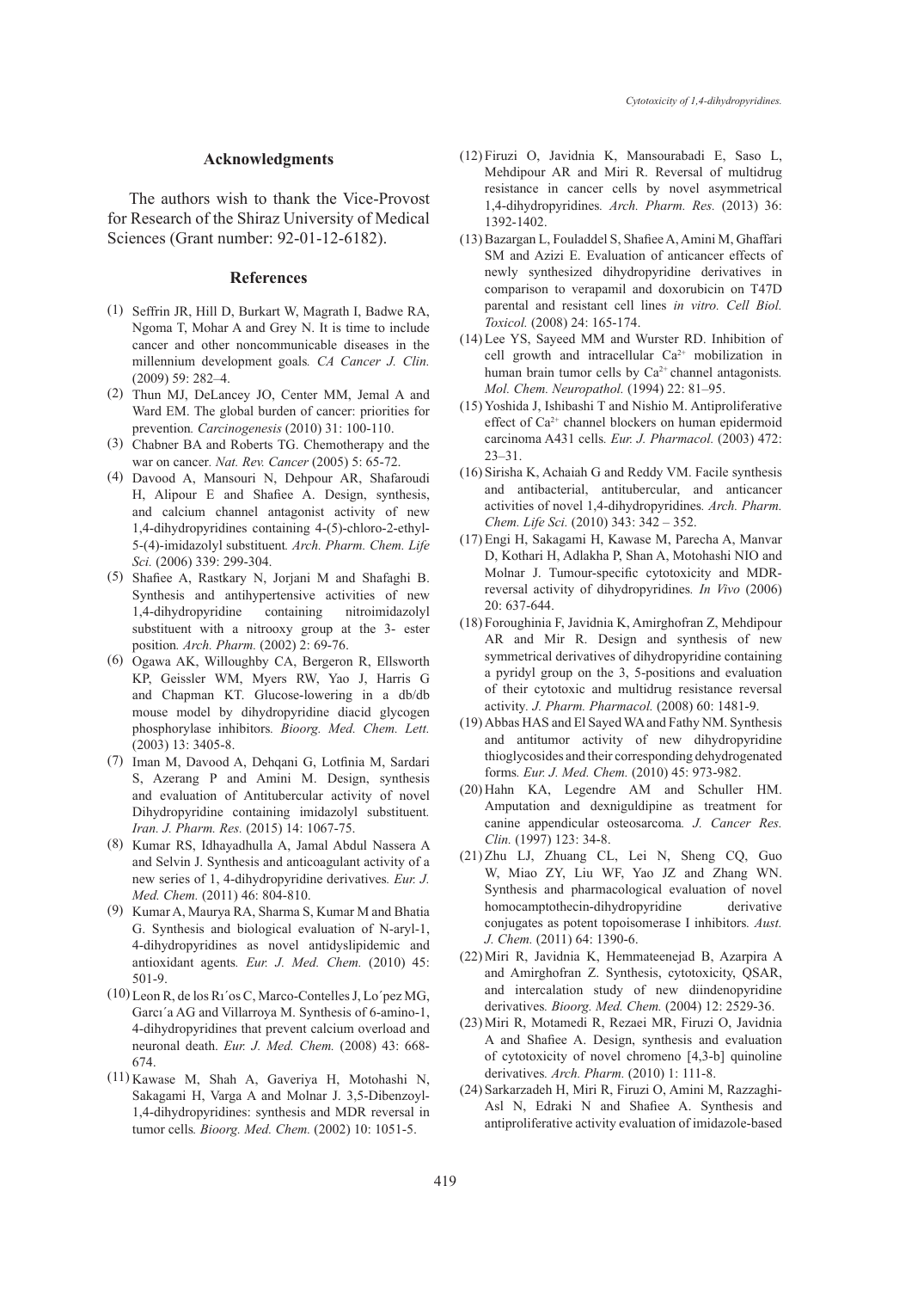## Acknowledgments

The authors wish to thank the Vice-Provost for Research of the Shiraz University of Medical Sciences (Grant number: 92-01-12-6182).

## References

(1) Seffrin JR, Hill D, Burkart W, Magrath I, Badwe RA, Ngoma T, Mohar A and Grey N. It is time to include cancer and other noncommunicable diseases in the millennium development goals. *CA Cancer J. Clin.* (2009) 59: 282–4.

(2) Thun MJ, DeLancey JO, Center MM, Jemal A and Ward EM. The global burden of cancer: priorities for prevention. *Carcinogenesis* (2010) 31: 100-110.

(3) Chabner BA and Roberts TG. Chemotherapy and the war on cancer. *Nat. Rev. Cancer* (2005) 5: 65-72.

(4) Davood A, Mansouri N, Dehpour AR, Shafaroudi H, Alipour E and Shafiee A. Design, synthesis, and calcium channel antagonist activity of new 1,4-dihydropyridines containing 4-(5)-chloro-2-ethyl-5-(4)-imidazolyl substituent. *Arch. Pharm. Chem. Life Sci.* (2006) 339: 299-304.

(5) Shafiee A, Rastkary N, Jorjani M and Shafaghi B. Synthesis and antihypertensive activities of new 1,4-dihydropyridine containing nitroimidazolyl substituent with a nitrooxy group at the 3- ester position. *Arch. Pharm.* (2002) 2: 69-76.

(6) Ogawa AK, Willoughby CA, Bergeron R, Ellsworth KP, Geissler WM, Myers RW, Yao J, Harris G and Chapman KT. Glucose-lowering in a db/db mouse model by dihydropyridine diacid glycogen phosphorylase inhibitors. *Bioorg. Med. Chem. Lett.* (2003) 13: 3405-8.

(7) Iman M, Davood A, Dehqani G, Lotfinia M, Sardari S, Azerang P and Amini M. Design, synthesis and evaluation of Antitubercular activity of novel Dihydropyridine containing imidazolyl substituent. *Iran. J. Pharm. Res.* (2015) 14: 1067-75.

(8) Kumar RS, Idhayadhulla A, Jamal Abdul Nassera A and Selvin J. Synthesis and anticoagulant activity of a new series of 1, 4-dihydropyridine derivatives. *Eur. J. Med. Chem.* (2011) 46: 804-810.

(9) Kumar A, Maurya RA, Sharma S, Kumar M and Bhatia G. Synthesis and biological evaluation of N-aryl-1, 4-dihydropyridines as novel antidyslipidemic and antioxidant agents. *Eur. J. Med. Chem.* (2010) 45: 501-9.

(10) Leon R, de los Rı´os C, Marco-Contelles J, Lo´pez MG, Garcı´a AG and Villarroya M. Synthesis of 6-amino-1, 4-dihydropyridines that prevent calcium overload and neuronal death. *Eur. J. Med. Chem.* (2008) 43: 668-674.

(11) Kawase M, Shah A, Gaveriya H, Motohashi N, Sakagami H, Varga A and Molnar J. 3,5-Dibenzoyl-1,4-dihydropyridines: synthesis and MDR reversal in tumor cells. *Bioorg. Med. Chem.* (2002) 10: 1051-5.

(12) Firuzi O, Javidnia K, Mansourabadi E, Saso L, Mehdipour AR and Miri R. Reversal of multidrug resistance in cancer cells by novel asymmetrical 1,4-dihydropyridines. *Arch. Pharm. Res.* (2013) 36: 1392-1402.

(13) Bazargan L, Fouladdel S, Shafiee A, Amini M, Ghaffari SM and Azizi E. Evaluation of anticancer effects of newly synthesized dihydropyridine derivatives in comparison to verapamil and doxorubicin on T47D parental and resistant cell lines *in vitro*. *Cell Biol. Toxicol.* (2008) 24: 165-174.

(14) Lee YS, Sayeed MM and Wurster RD. Inhibition of cell growth and intracellular $Ca^{2+}$ mobilization in human brain tumor cells by $Ca^{2+}$ channel antagonists. *Mol. Chem. Neuropathol.* (1994) 22: 81–95.

(15) Yoshida J, Ishibashi T and Nishio M. Antiproliferative effect of $Ca^{2+}$ channel blockers on human epidermoid carcinoma A431 cells. *Eur. J. Pharmacol.* (2003) 472: 23–31.

(16) Sirisha K, Achaiah G and Reddy VM. Facile synthesis and antibacterial, antitubercular, and anticancer activities of novel 1,4-dihydropyridines. *Arch. Pharm. Chem. Life Sci.* (2010) 343: 342 – 352.

(17) Engi H, Sakagami H, Kawase M, Parecha A, Manvar D, Kothari H, Adlakha P, Shan A, Motohashi NIO and Molnar J. Tumour-specific cytotoxicity and MDR-reversal activity of dihydropyridines. *In Vivo* (2006) 20: 637-644.

(18) Foroughinia F, Javidnia K, Amirghofran Z, Mehdipour AR and Mir R. Design and synthesis of new symmetrical derivatives of dihydropyridine containing a pyridyl group on the 3, 5-positions and evaluation of their cytotoxic and multidrug resistance reversal activity. *J. Pharm. Pharmacol.* (2008) 60: 1481-9.

(19) Abbas HAS and El Sayed WA and Fathy NM. Synthesis and antitumor activity of new dihydropyridine thioglycosides and their corresponding dehydrogenated forms. *Eur. J. Med. Chem.* (2010) 45: 973-982.

(20) Hahn KA, Legendre AM and Schuller HM. Amputation and dexniguldipine as treatment for canine appendicular osteosarcoma. *J. Cancer Res. Clin.* (1997) 123: 34-8.

(21) Zhu LJ, Zhuang CL, Lei N, Sheng CQ, Guo W, Miao ZY, Liu WF, Yao JZ and Zhang WN. Synthesis and pharmacological evaluation of novel homocamptothecin-dihydropyridine derivative conjugates as potent topoisomerase I inhibitors. *Aust. J. Chem.* (2011) 64: 1390-6.

(22) Miri R, Javidnia K, Hemmateenejad B, Azarpira A and Amirghofran Z. Synthesis, cytotoxicity, QSAR, and intercalation study of new diindenopyridine derivatives. *Bioorg. Med. Chem.* (2004) 12: 2529-36.

(23) Miri R, Motamedi R, Rezaei MR, Firuzi O, Javidnia A and Shafiee A. Design, synthesis and evaluation of cytotoxicity of novel chromeno [4,3-b] quinoline derivatives. *Arch. Pharm.* (2010) 1: 111-8.

(24) Sarkarzadeh H, Miri R, Firuzi O, Amini M, Razzaghi-Asl N, Edraki N and Shafiee A. Synthesis and antiproliferative activity evaluation of imidazole-based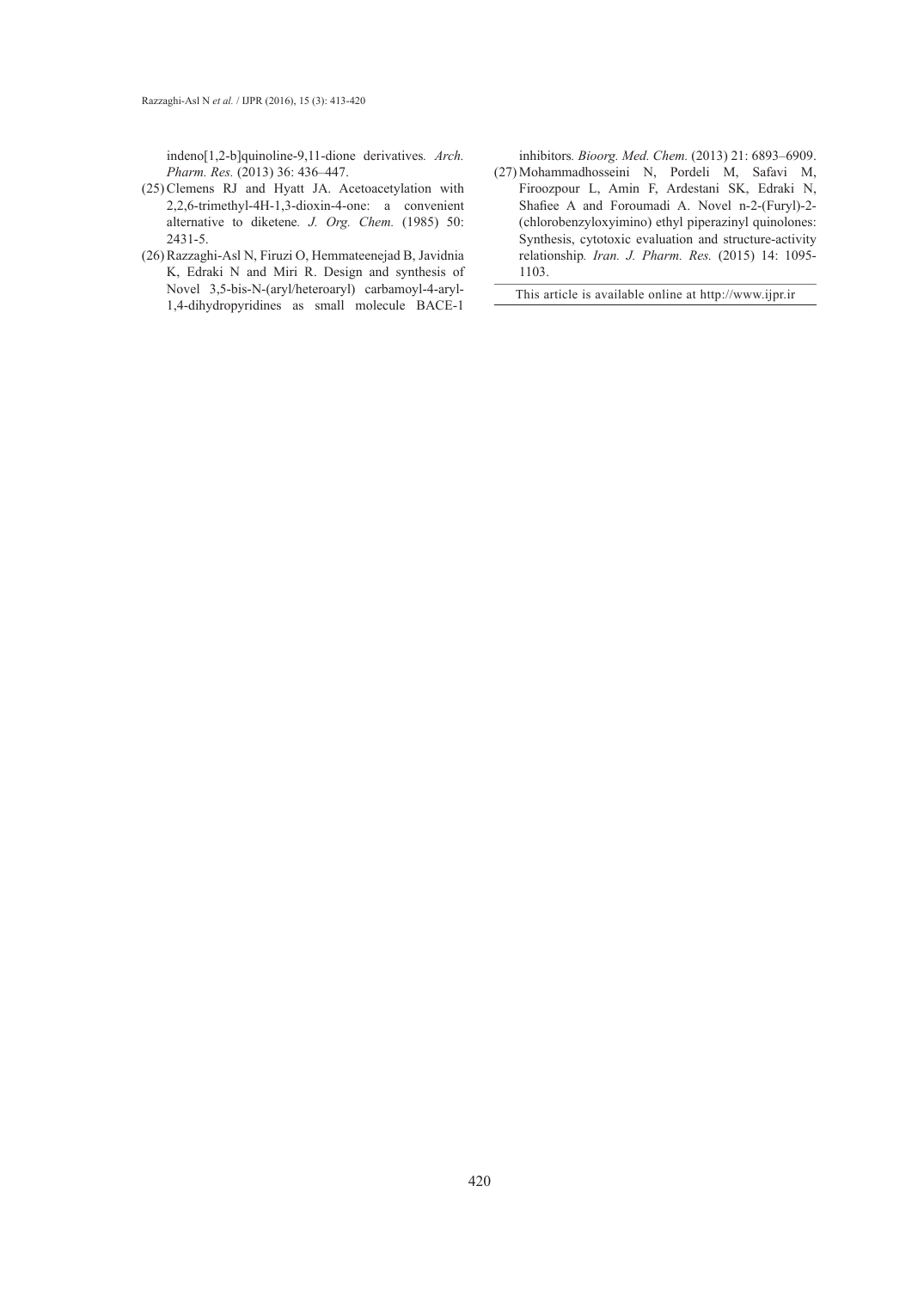indeno[1,2-b]quinoline-9,11-dione derivatives. *Arch. Pharm. Res.* (2013) 36: 436–447.

(25) Clemens RJ and Hyatt JA. Acetoacetylation with 2,2,6-trimethyl-4H-1,3-dioxin-4-one: a convenient alternative to diketene. *J. Org. Chem.* (1985) 50: 2431-5.

(26) Razzaghi-Asl N, Firuzi O, Hemmateenejad B, Javidnia K, Edraki N and Miri R. Design and synthesis of Novel 3,5-bis-N-(aryl/heteroaryl) carbamoyl-4-aryl-1,4-dihydropyridines as small molecule BACE-1 inhibitors. *Bioorg. Med. Chem.* (2013) 21: 6893–6909.

(27) Mohammadhosseini N, Pordeli M, Safavi M, Firoozpour L, Amin F, Ardestani SK, Edraki N, Shafiee A and Foroumadi A. Novel n-2-(Furyl)-2-(chlorobenzyloxyimino) ethyl piperazinyl quinolones: Synthesis, cytotoxic evaluation and structure-activity relationship. *Iran. J. Pharm. Res.* (2015) 14: 1095-1103.

This article is available online at http://www.ijpr.ir